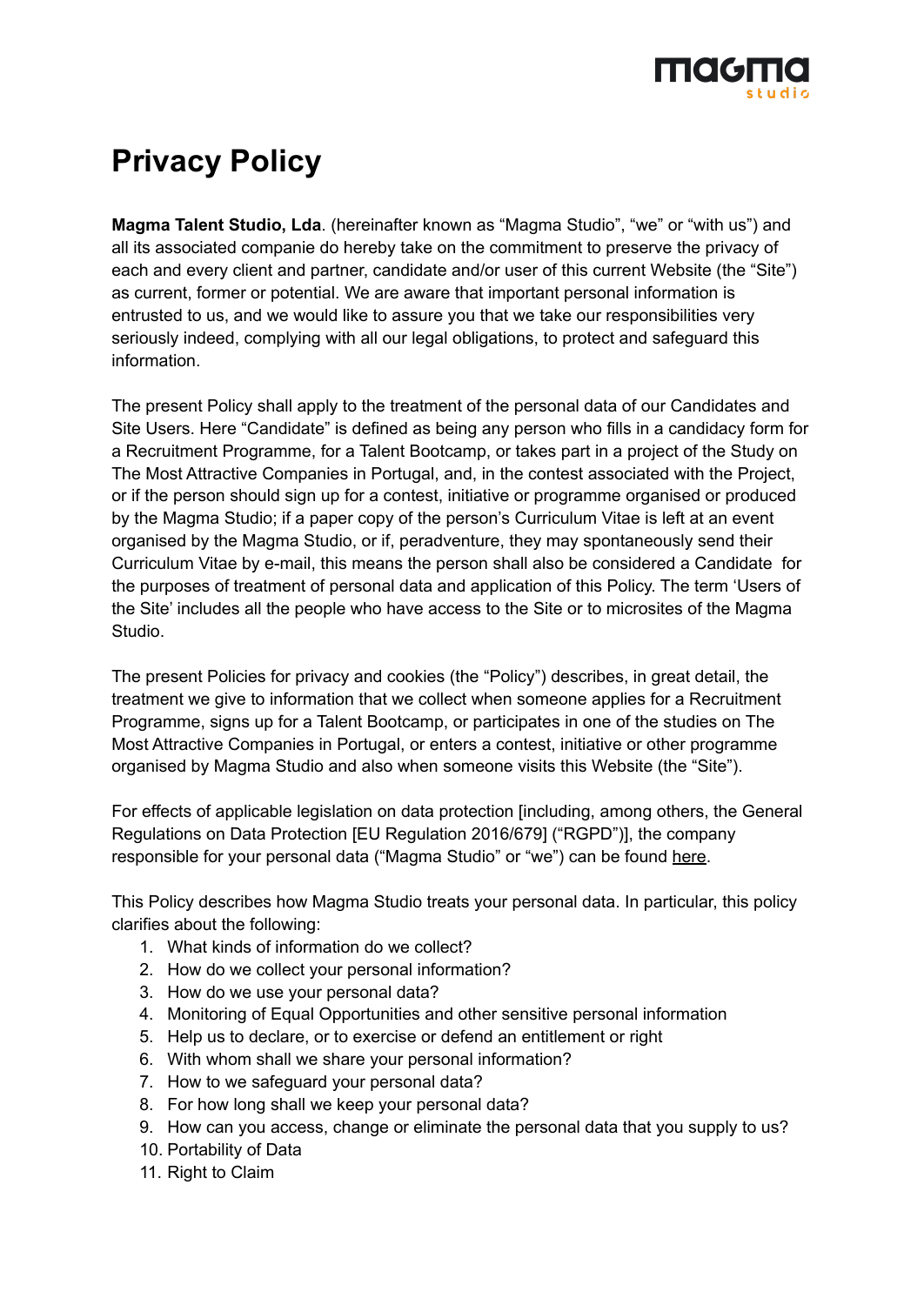# Privacy Policy

**Magma Talent Studio, Lda**. (hereinafter known as "Magma Studio", "we" or "with us") and all its associated companie do hereby take on the commitment to preserve the privacy of each and every client and partner, candidate and/or user of this current Website (the "Site") as current, former or potential. We are aware that important personal information is entrusted to us, and we would like to assure you that we take our responsibilities very seriously indeed, complying with all our legal obligations, to protect and safeguard this information.

The present Policy shall apply to the treatment of the personal data of our Candidates and Site Users. Here "Candidate" is defined as being any person who fills in a candidacy form for a Recruitment Programme, for a Talent Bootcamp, or takes part in a project of the Study on The Most Attractive Companies in Portugal, and, in the contest associated with the Project, or if the person should sign up for a contest, initiative or programme organised or produced by the Magma Studio; if a paper copy of the person's Curriculum Vitae is left at an event organised by the Magma Studio, or if, peradventure, they may spontaneously send their Curriculum Vitae by e-mail, this means the person shall also be considered a Candidate for the purposes of treatment of personal data and application of this Policy. The term 'Users of the Site' includes all the people who have access to the Site or to microsites of the Magma Studio.

The present Policies for privacy and cookies (the "Policy") describes, in great detail, the treatment we give to information that we collect when someone applies for a Recruitment Programme, signs up for a Talent Bootcamp, or participates in one of the studies on The Most Attractive Companies in Portugal, or enters a contest, initiative or other programme organised by Magma Studio and also when someone visits this Website (the "Site").

For effects of applicable legislation on data protection [including, among others, the General Regulations on Data Protection [EU Regulation 2016/679] ("RGPD")], the company responsible for your personal data ("Magma Studio" or "we") can be found here.

This Policy describes how Magma Studio treats your personal data. In particular, this policy clarifies about the following:

1. What kinds of information do we collect?
2. How do we collect your personal information?
3. How do we use your personal data?
4. Monitoring of Equal Opportunities and other sensitive personal information
5. Help us to declare, or to exercise or defend an entitlement or right
6. With whom shall we share your personal information?
7. How to we safeguard your personal data?
8. For how long shall we keep your personal data?
9. How can you access, change or eliminate the personal data that you supply to us?
10. Portability of Data
11. Right to Claim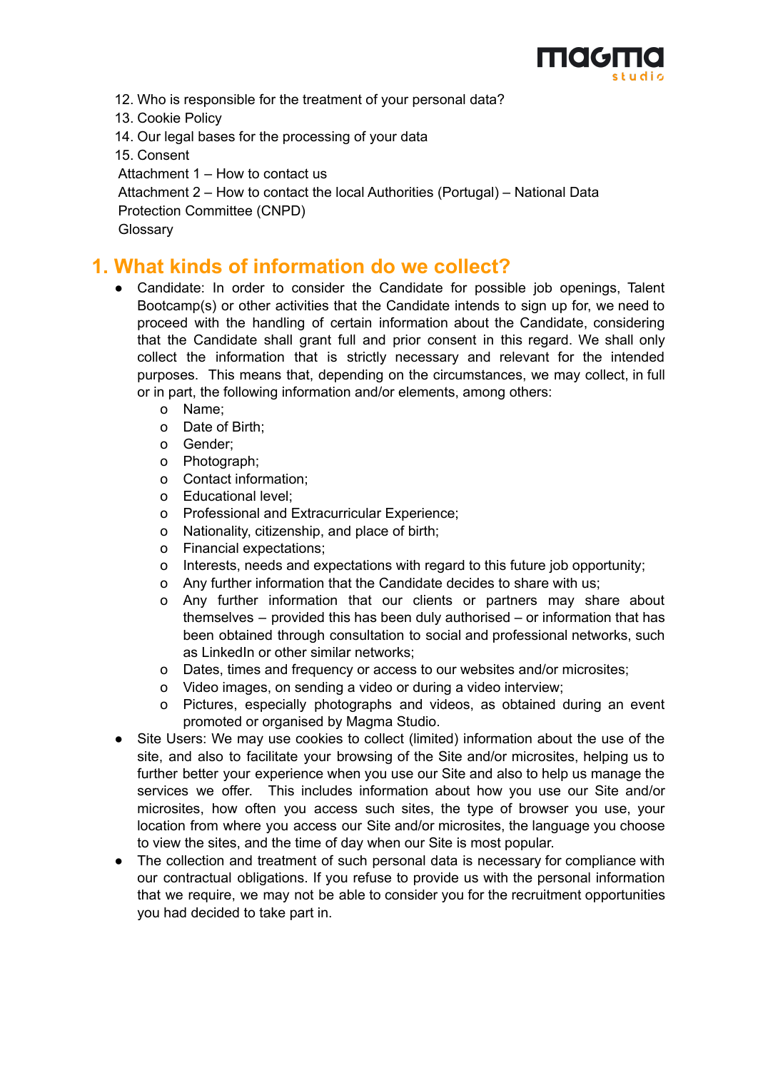12. Who is responsible for the treatment of your personal data?
13. Cookie Policy
14. Our legal bases for the processing of your data
15. Consent

Attachment 1 – How to contact us

Attachment 2 – How to contact the local Authorities (Portugal) – National Data Protection Committee (CNPD)

Glossary

## 1. What kinds of information do we collect?

- Candidate: In order to consider the Candidate for possible job openings, Talent Bootcamp(s) or other activities that the Candidate intends to sign up for, we need to proceed with the handling of certain information about the Candidate, considering that the Candidate shall grant full and prior consent in this regard. We shall only collect the information that is strictly necessary and relevant for the intended purposes. This means that, depending on the circumstances, we may collect, in full or in part, the following information and/or elements, among others:
    - Name;
    - Date of Birth;
    - Gender;
    - Photograph;
    - Contact information;
    - Educational level;
    - Professional and Extracurricular Experience;
    - Nationality, citizenship, and place of birth;
    - Financial expectations;
    - Interests, needs and expectations with regard to this future job opportunity;
    - Any further information that the Candidate decides to share with us;
    - Any further information that our clients or partners may share about themselves – provided this has been duly authorised – or information that has been obtained through consultation to social and professional networks, such as LinkedIn or other similar networks;
    - Dates, times and frequency or access to our websites and/or microsites;
    - Video images, on sending a video or during a video interview;
    - Pictures, especially photographs and videos, as obtained during an event promoted or organised by Magma Studio.
- Site Users: We may use cookies to collect (limited) information about the use of the site, and also to facilitate your browsing of the Site and/or microsites, helping us to further better your experience when you use our Site and also to help us manage the services we offer. This includes information about how you use our Site and/or microsites, how often you access such sites, the type of browser you use, your location from where you access our Site and/or microsites, the language you choose to view the sites, and the time of day when our Site is most popular.
- The collection and treatment of such personal data is necessary for compliance with our contractual obligations. If you refuse to provide us with the personal information that we require, we may not be able to consider you for the recruitment opportunities you had decided to take part in.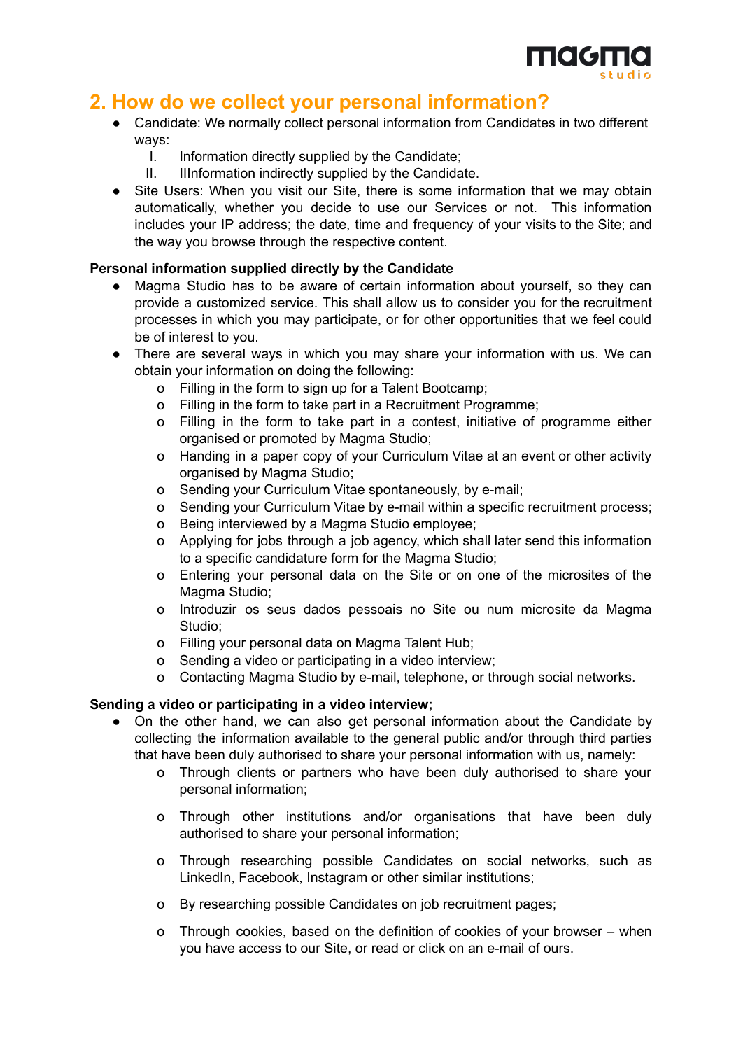## 2. How do we collect your personal information?

- Candidate: We normally collect personal information from Candidates in two different ways:
  I. Information directly supplied by the Candidate;
  II. IIInformation indirectly supplied by the Candidate.
- Site Users: When you visit our Site, there is some information that we may obtain automatically, whether you decide to use our Services or not. This information includes your IP address; the date, time and frequency of your visits to the Site; and the way you browse through the respective content.

**Personal information supplied directly by the Candidate**

- Magma Studio has to be aware of certain information about yourself, so they can provide a customized service. This shall allow us to consider you for the recruitment processes in which you may participate, or for other opportunities that we feel could be of interest to you.
- There are several ways in which you may share your information with us. We can obtain your information on doing the following:
  - Filling in the form to sign up for a Talent Bootcamp;
  - Filling in the form to take part in a Recruitment Programme;
  - Filling in the form to take part in a contest, initiative of programme either organised or promoted by Magma Studio;
  - Handing in a paper copy of your Curriculum Vitae at an event or other activity organised by Magma Studio;
  - Sending your Curriculum Vitae spontaneously, by e-mail;
  - Sending your Curriculum Vitae by e-mail within a specific recruitment process;
  - Being interviewed by a Magma Studio employee;
  - Applying for jobs through a job agency, which shall later send this information to a specific candidature form for the Magma Studio;
  - Entering your personal data on the Site or on one of the microsites of the Magma Studio;
  - Introduzir os seus dados pessoais no Site ou num microsite da Magma Studio;
  - Filling your personal data on Magma Talent Hub;
  - Sending a video or participating in a video interview;
  - Contacting Magma Studio by e-mail, telephone, or through social networks.

**Sending a video or participating in a video interview;**

- On the other hand, we can also get personal information about the Candidate by collecting the information available to the general public and/or through third parties that have been duly authorised to share your personal information with us, namely:
  - Through clients or partners who have been duly authorised to share your personal information;
  - Through other institutions and/or organisations that have been duly authorised to share your personal information;
  - Through researching possible Candidates on social networks, such as LinkedIn, Facebook, Instagram or other similar institutions;
  - By researching possible Candidates on job recruitment pages;
  - Through cookies, based on the definition of cookies of your browser – when you have access to our Site, or read or click on an e-mail of ours.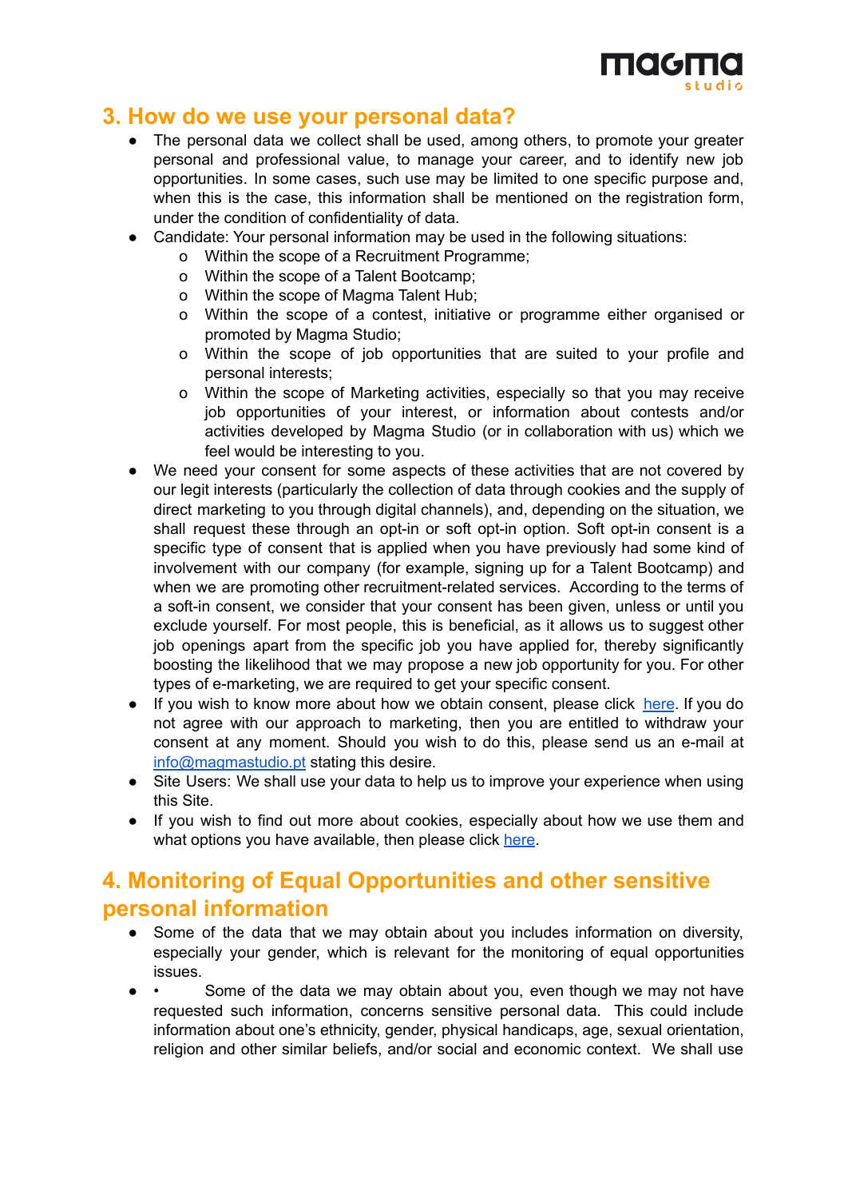## 3. How do we use your personal data?

- The personal data we collect shall be used, among others, to promote your greater personal and professional value, to manage your career, and to identify new job opportunities. In some cases, such use may be limited to one specific purpose and, when this is the case, this information shall be mentioned on the registration form, under the condition of confidentiality of data.
- Candidate: Your personal information may be used in the following situations:
  - Within the scope of a Recruitment Programme;
  - Within the scope of a Talent Bootcamp;
  - Within the scope of Magma Talent Hub;
  - Within the scope of a contest, initiative or programme either organised or promoted by Magma Studio;
  - Within the scope of job opportunities that are suited to your profile and personal interests;
  - Within the scope of Marketing activities, especially so that you may receive job opportunities of your interest, or information about contests and/or activities developed by Magma Studio (or in collaboration with us) which we feel would be interesting to you.
- We need your consent for some aspects of these activities that are not covered by our legit interests (particularly the collection of data through cookies and the supply of direct marketing to you through digital channels), and, depending on the situation, we shall request these through an opt-in or soft opt-in option. Soft opt-in consent is a specific type of consent that is applied when you have previously had some kind of involvement with our company (for example, signing up for a Talent Bootcamp) and when we are promoting other recruitment-related services. According to the terms of a soft-in consent, we consider that your consent has been given, unless or until you exclude yourself. For most people, this is beneficial, as it allows us to suggest other job openings apart from the specific job you have applied for, thereby significantly boosting the likelihood that we may propose a new job opportunity for you. For other types of e-marketing, we are required to get your specific consent.
- If you wish to know more about how we obtain consent, please click [here](). If you do not agree with our approach to marketing, then you are entitled to withdraw your consent at any moment. Should you wish to do this, please send us an e-mail at [info@magmastudio.pt](mailto:info@magmastudio.pt) stating this desire.
- Site Users: We shall use your data to help us to improve your experience when using this Site.
- If you wish to find out more about cookies, especially about how we use them and what options you have available, then please click [here]().

## 4. Monitoring of Equal Opportunities and other sensitive personal information

- Some of the data that we may obtain about you includes information on diversity, especially your gender, which is relevant for the monitoring of equal opportunities issues.
- • Some of the data we may obtain about you, even though we may not have requested such information, concerns sensitive personal data. This could include information about one's ethnicity, gender, physical handicaps, age, sexual orientation, religion and other similar beliefs, and/or social and economic context. We shall use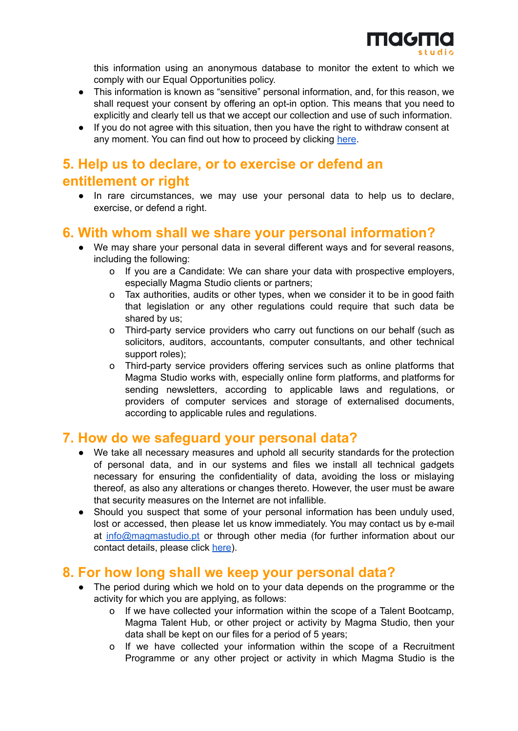this information using an anonymous database to monitor the extent to which we comply with our Equal Opportunities policy.

- This information is known as "sensitive" personal information, and, for this reason, we shall request your consent by offering an opt-in option. This means that you need to explicitly and clearly tell us that we accept our collection and use of such information.
- If you do not agree with this situation, then you have the right to withdraw consent at any moment. You can find out how to proceed by clicking [here](#).

## 5. Help us to declare, or to exercise or defend an entitlement or right

- In rare circumstances, we may use your personal data to help us to declare, exercise, or defend a right.

## 6. With whom shall we share your personal information?

- We may share your personal data in several different ways and for several reasons, including the following:
  - If you are a Candidate: We can share your data with prospective employers, especially Magma Studio clients or partners;
  - Tax authorities, audits or other types, when we consider it to be in good faith that legislation or any other regulations could require that such data be shared by us;
  - Third-party service providers who carry out functions on our behalf (such as solicitors, auditors, accountants, computer consultants, and other technical support roles);
  - Third-party service providers offering services such as online platforms that Magma Studio works with, especially online form platforms, and platforms for sending newsletters, according to applicable laws and regulations, or providers of computer services and storage of externalised documents, according to applicable rules and regulations.

## 7. How do we safeguard your personal data?

- We take all necessary measures and uphold all security standards for the protection of personal data, and in our systems and files we install all technical gadgets necessary for ensuring the confidentiality of data, avoiding the loss or mislaying thereof, as also any alterations or changes thereto. However, the user must be aware that security measures on the Internet are not infallible.
- Should you suspect that some of your personal information has been unduly used, lost or accessed, then please let us know immediately. You may contact us by e-mail at [info@magmastudio.pt](mailto:info@magmastudio.pt) or through other media (for further information about our contact details, please click [here](#)).

## 8. For how long shall we keep your personal data?

- The period during which we hold on to your data depends on the programme or the activity for which you are applying, as follows:
  - If we have collected your information within the scope of a Talent Bootcamp, Magma Talent Hub, or other project or activity by Magma Studio, then your data shall be kept on our files for a period of 5 years;
  - If we have collected your information within the scope of a Recruitment Programme or any other project or activity in which Magma Studio is the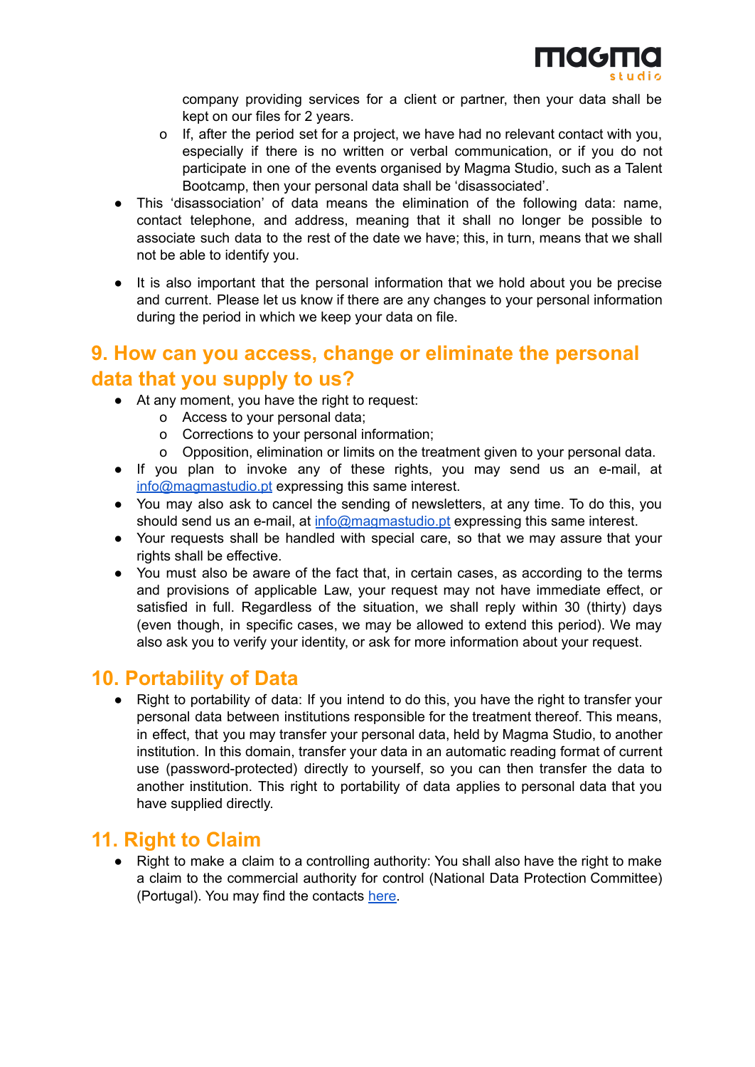company providing services for a client or partner, then your data shall be kept on our files for 2 years.

  - If, after the period set for a project, we have had no relevant contact with you, especially if there is no written or verbal communication, or if you do not participate in one of the events organised by Magma Studio, such as a Talent Bootcamp, then your personal data shall be 'disassociated'.

- This 'disassociation' of data means the elimination of the following data: name, contact telephone, and address, meaning that it shall no longer be possible to associate such data to the rest of the date we have; this, in turn, means that we shall not be able to identify you.

- It is also important that the personal information that we hold about you be precise and current. Please let us know if there are any changes to your personal information during the period in which we keep your data on file.

## 9. How can you access, change or eliminate the personal data that you supply to us?

- At any moment, you have the right to request:
  - Access to your personal data;
  - Corrections to your personal information;
  - Opposition, elimination or limits on the treatment given to your personal data.
- If you plan to invoke any of these rights, you may send us an e-mail, at [info@magmastudio.pt](mailto:info@magmastudio.pt) expressing this same interest.
- You may also ask to cancel the sending of newsletters, at any time. To do this, you should send us an e-mail, at [info@magmastudio.pt](mailto:info@magmastudio.pt) expressing this same interest.
- Your requests shall be handled with special care, so that we may assure that your rights shall be effective.
- You must also be aware of the fact that, in certain cases, as according to the terms and provisions of applicable Law, your request may not have immediate effect, or satisfied in full. Regardless of the situation, we shall reply within 30 (thirty) days (even though, in specific cases, we may be allowed to extend this period). We may also ask you to verify your identity, or ask for more information about your request.

## 10. Portability of Data

- Right to portability of data: If you intend to do this, you have the right to transfer your personal data between institutions responsible for the treatment thereof. This means, in effect, that you may transfer your personal data, held by Magma Studio, to another institution. In this domain, transfer your data in an automatic reading format of current use (password-protected) directly to yourself, so you can then transfer the data to another institution. This right to portability of data applies to personal data that you have supplied directly.

## 11. Right to Claim

- Right to make a claim to a controlling authority: You shall also have the right to make a claim to the commercial authority for control (National Data Protection Committee) (Portugal). You may find the contacts here.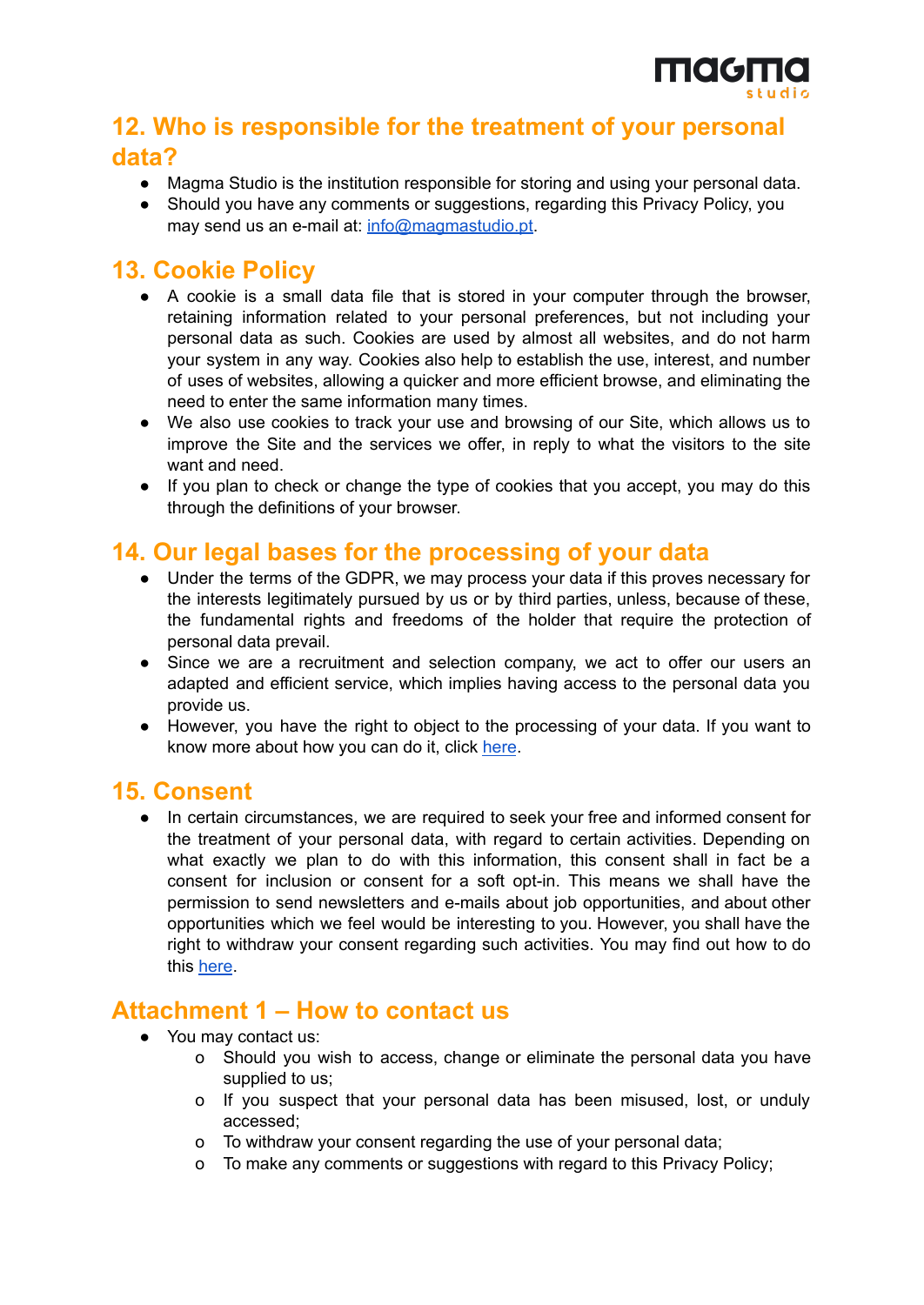## 12. Who is responsible for the treatment of your personal data?

- Magma Studio is the institution responsible for storing and using your personal data.
- Should you have any comments or suggestions, regarding this Privacy Policy, you may send us an e-mail at: [info@magmastudio.pt](mailto:info@magmastudio.pt).

## 13. Cookie Policy

- A cookie is a small data file that is stored in your computer through the browser, retaining information related to your personal preferences, but not including your personal data as such. Cookies are used by almost all websites, and do not harm your system in any way. Cookies also help to establish the use, interest, and number of uses of websites, allowing a quicker and more efficient browse, and eliminating the need to enter the same information many times.
- We also use cookies to track your use and browsing of our Site, which allows us to improve the Site and the services we offer, in reply to what the visitors to the site want and need.
- If you plan to check or change the type of cookies that you accept, you may do this through the definitions of your browser.

## 14. Our legal bases for the processing of your data

- Under the terms of the GDPR, we may process your data if this proves necessary for the interests legitimately pursued by us or by third parties, unless, because of these, the fundamental rights and freedoms of the holder that require the protection of personal data prevail.
- Since we are a recruitment and selection company, we act to offer our users an adapted and efficient service, which implies having access to the personal data you provide us.
- However, you have the right to object to the processing of your data. If you want to know more about how you can do it, click here.

## 15. Consent

- In certain circumstances, we are required to seek your free and informed consent for the treatment of your personal data, with regard to certain activities. Depending on what exactly we plan to do with this information, this consent shall in fact be a consent for inclusion or consent for a soft opt-in. This means we shall have the permission to send newsletters and e-mails about job opportunities, and about other opportunities which we feel would be interesting to you. However, you shall have the right to withdraw your consent regarding such activities. You may find out how to do this here.

## Attachment 1 – How to contact us

- You may contact us:
  - Should you wish to access, change or eliminate the personal data you have supplied to us;
  - If you suspect that your personal data has been misused, lost, or unduly accessed;
  - To withdraw your consent regarding the use of your personal data;
  - To make any comments or suggestions with regard to this Privacy Policy;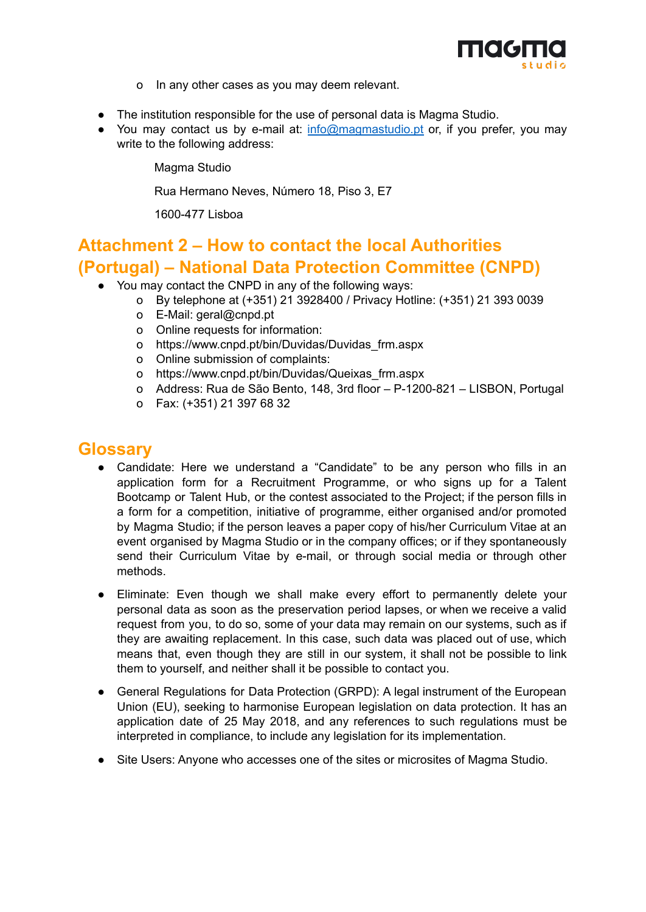- In any other cases as you may deem relevant.

- The institution responsible for the use of personal data is Magma Studio.
- You may contact us by e-mail at: info@magmastudio.pt or, if you prefer, you may write to the following address:

  Magma Studio

  Rua Hermano Neves, Número 18, Piso 3, E7

  1600-477 Lisboa

## Attachment 2 – How to contact the local Authorities (Portugal) – National Data Protection Committee (CNPD)

- You may contact the CNPD in any of the following ways:
  - By telephone at (+351) 21 3928400 / Privacy Hotline: (+351) 21 393 0039
  - E-Mail: geral@cnpd.pt
  - Online requests for information:
  - https://www.cnpd.pt/bin/Duvidas/Duvidas_frm.aspx
  - Online submission of complaints:
  - https://www.cnpd.pt/bin/Duvidas/Queixas_frm.aspx
  - Address: Rua de São Bento, 148, 3rd floor – P-1200-821 – LISBON, Portugal
  - Fax: (+351) 21 397 68 32

## Glossary

- Candidate: Here we understand a "Candidate" to be any person who fills in an application form for a Recruitment Programme, or who signs up for a Talent Bootcamp or Talent Hub, or the contest associated to the Project; if the person fills in a form for a competition, initiative of programme, either organised and/or promoted by Magma Studio; if the person leaves a paper copy of his/her Curriculum Vitae at an event organised by Magma Studio or in the company offices; or if they spontaneously send their Curriculum Vitae by e-mail, or through social media or through other methods.

- Eliminate: Even though we shall make every effort to permanently delete your personal data as soon as the preservation period lapses, or when we receive a valid request from you, to do so, some of your data may remain on our systems, such as if they are awaiting replacement. In this case, such data was placed out of use, which means that, even though they are still in our system, it shall not be possible to link them to yourself, and neither shall it be possible to contact you.

- General Regulations for Data Protection (GRPD): A legal instrument of the European Union (EU), seeking to harmonise European legislation on data protection. It has an application date of 25 May 2018, and any references to such regulations must be interpreted in compliance, to include any legislation for its implementation.

- Site Users: Anyone who accesses one of the sites or microsites of Magma Studio.